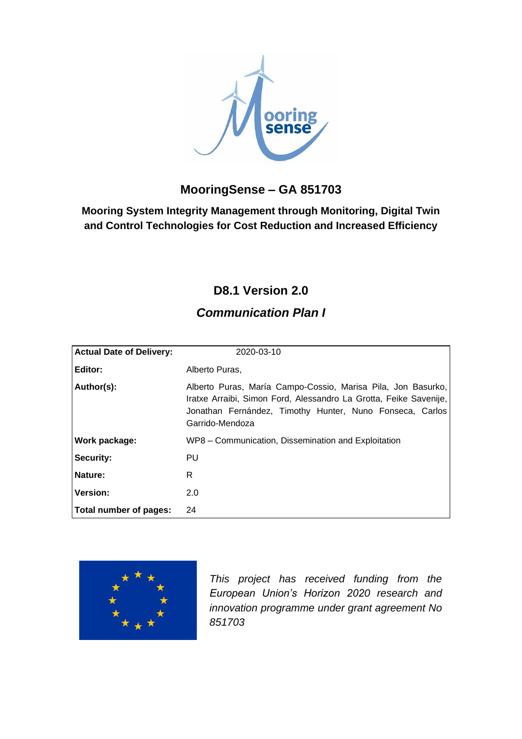# MooringSense – GA 851703

**Mooring System Integrity Management through Monitoring, Digital Twin and Control Technologies for Cost Reduction and Increased Efficiency**

## D8.1 Version 2.0

## *Communication Plan I*

| | |
|---|---|
| **Actual Date of Delivery:** | 2020-03-10 |
| **Editor:** | Alberto Puras, |
| **Author(s):** | Alberto Puras, María Campo-Cossio, Marisa Pila, Jon Basurko, Iratxe Arraibi, Simon Ford, Alessandro La Grotta, Feike Savenije, Jonathan Fernández, Timothy Hunter, Nuno Fonseca, Carlos Garrido-Mendoza |
| **Work package:** | WP8 – Communication, Dissemination and Exploitation |
| **Security:** | PU |
| **Nature:** | R |
| **Version:** | 2.0 |
| **Total number of pages:** | 24 |

*This project has received funding from the European Union's Horizon 2020 research and innovation programme under grant agreement No 851703*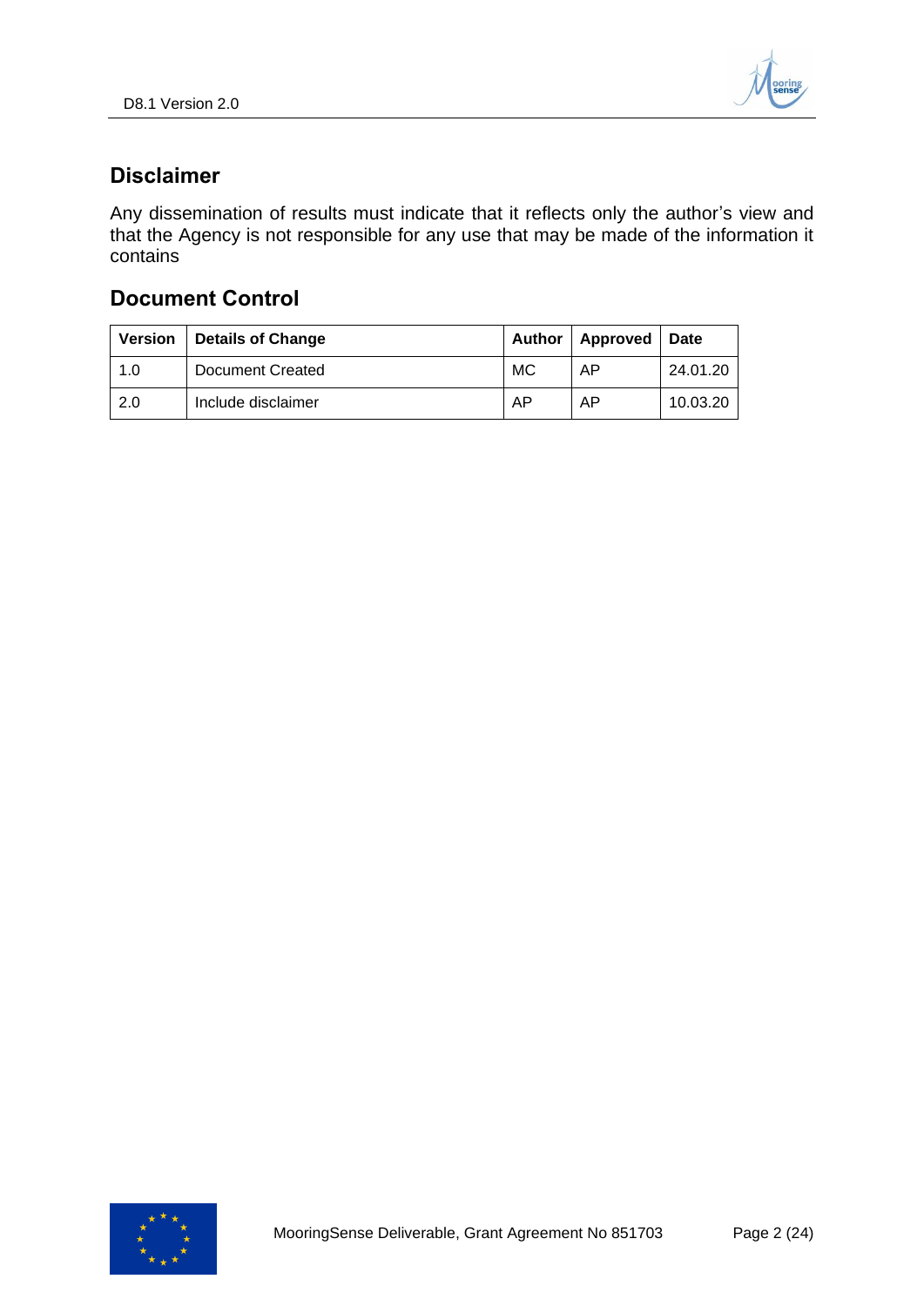## Disclaimer

Any dissemination of results must indicate that it reflects only the author's view and that the Agency is not responsible for any use that may be made of the information it contains

## Document Control

| Version | Details of Change | Author | Approved | Date |
|---|---|---|---|---|
| 1.0 | Document Created | MC | AP | 24.01.20 |
| 2.0 | Include disclaimer | AP | AP | 10.03.20 |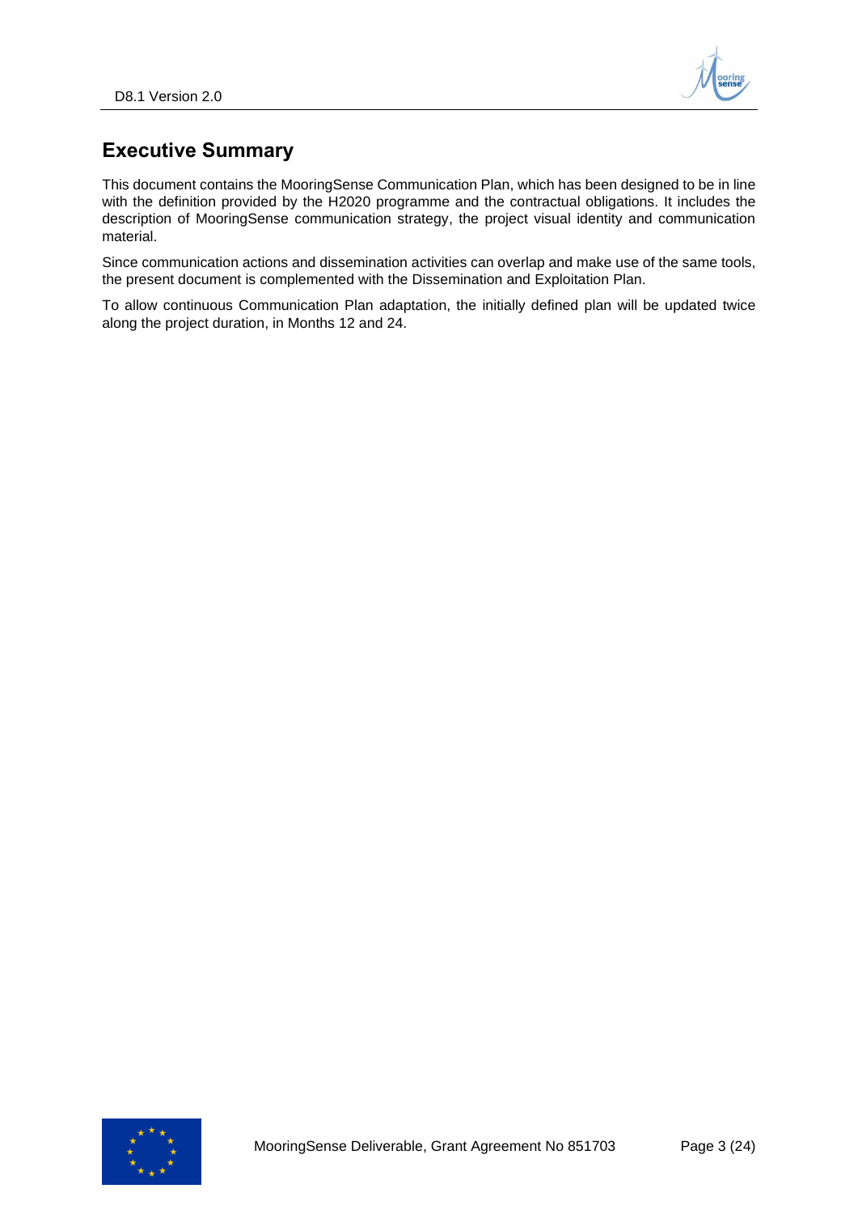## Executive Summary

This document contains the MooringSense Communication Plan, which has been designed to be in line with the definition provided by the H2020 programme and the contractual obligations. It includes the description of MooringSense communication strategy, the project visual identity and communication material.

Since communication actions and dissemination activities can overlap and make use of the same tools, the present document is complemented with the Dissemination and Exploitation Plan.

To allow continuous Communication Plan adaptation, the initially defined plan will be updated twice along the project duration, in Months 12 and 24.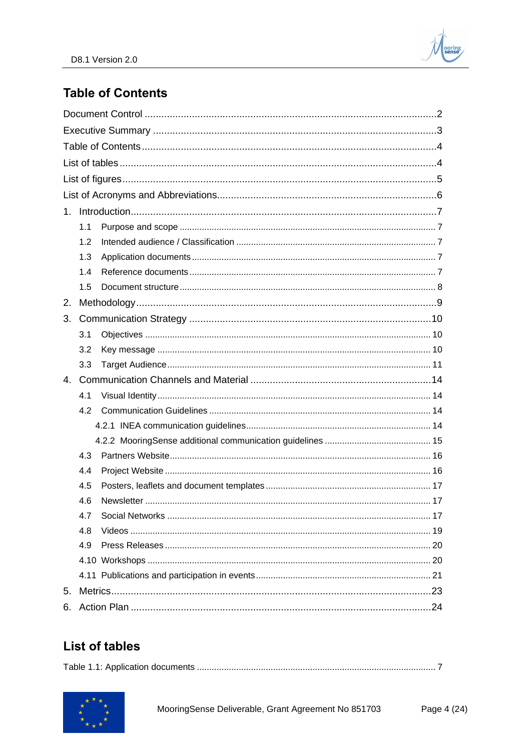## Table of Contents

Document Control ....................................................................................................2

Executive Summary .................................................................................................3

Table of Contents......................................................................................................4

List of tables .............................................................................................................4

List of figures............................................................................................................5

List of Acronyms and Abbreviations.......................................................................6

1. Introduction..........................................................................................................7
   - 1.1 Purpose and scope ..................................................................................... 7
   - 1.2 Intended audience / Classification ............................................................ 7
   - 1.3 Application documents ............................................................................... 7
   - 1.4 Reference documents ................................................................................ 7
   - 1.5 Document structure .................................................................................... 8

2. Methodology.........................................................................................................9

3. Communication Strategy ...................................................................................10
   - 3.1 Objectives ................................................................................................. 10
   - 3.2 Key message ............................................................................................ 10
   - 3.3 Target Audience ........................................................................................ 11

4. Communication Channels and Material .............................................................14
   - 4.1 Visual Identity ............................................................................................ 14
   - 4.2 Communication Guidelines ........................................................................ 14
     - 4.2.1 INEA communication guidelines.......................................................... 14
     - 4.2.2 MooringSense additional communication guidelines ........................... 15
   - 4.3 Partners Website........................................................................................ 16
   - 4.4 Project Website .......................................................................................... 16
   - 4.5 Posters, leaflets and document templates ................................................. 17
   - 4.6 Newsletter .................................................................................................. 17
   - 4.7 Social Networks ......................................................................................... 17
   - 4.8 Videos ........................................................................................................ 19
   - 4.9 Press Releases .......................................................................................... 20
   - 4.10 Workshops ............................................................................................... 20
   - 4.11 Publications and participation in events..................................................... 21

5. Metrics.................................................................................................................23

6. Action Plan ..........................................................................................................24

## List of tables

Table 1.1: Application documents .............................................................................. 7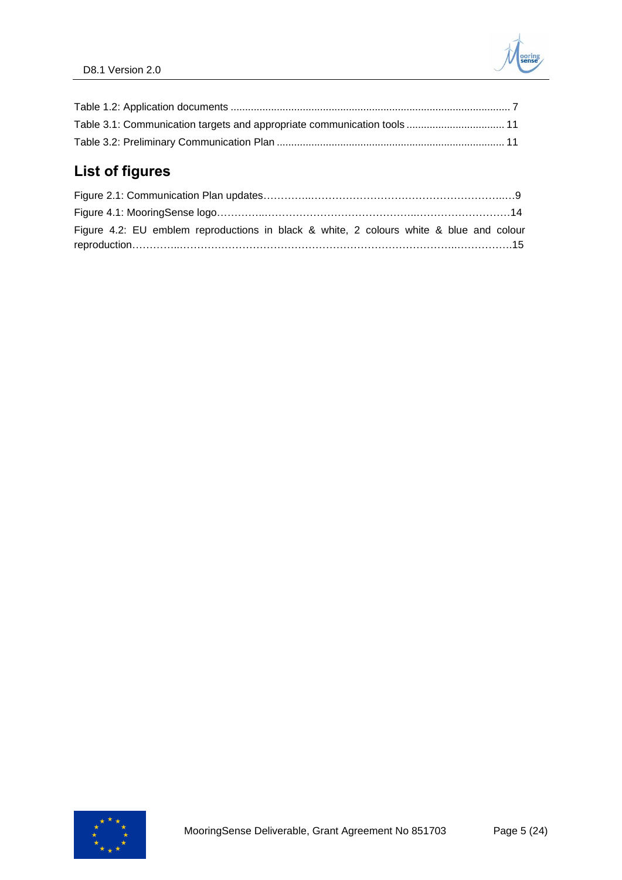Table 1.2: Application documents ................................................................................................. 7

Table 3.1: Communication targets and appropriate communication tools .................................. 11

Table 3.2: Preliminary Communication Plan ............................................................................... 11

## List of figures

Figure 2.1: Communication Plan updates…………..……………………………………………………..…9

Figure 4.1: MooringSense logo…………..………………………………………..………………………14

Figure 4.2: EU emblem reproductions in black & white, 2 colours white & blue and colour reproduction…………..…………………………………………………………………………..…………….15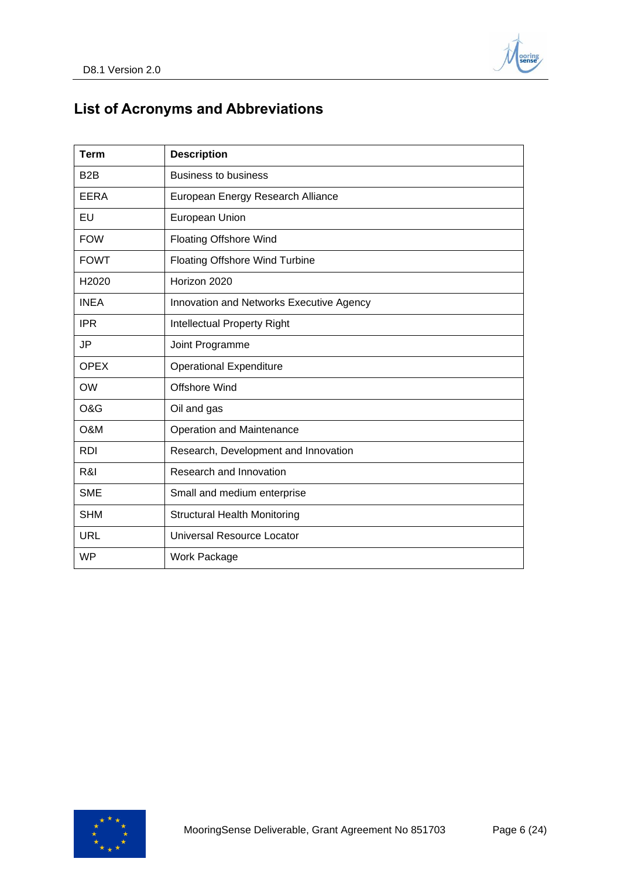# List of Acronyms and Abbreviations

| Term | Description |
|---|---|
| B2B | Business to business |
| EERA | European Energy Research Alliance |
| EU | European Union |
| FOW | Floating Offshore Wind |
| FOWT | Floating Offshore Wind Turbine |
| H2020 | Horizon 2020 |
| INEA | Innovation and Networks Executive Agency |
| IPR | Intellectual Property Right |
| JP | Joint Programme |
| OPEX | Operational Expenditure |
| OW | Offshore Wind |
| O&G | Oil and gas |
| O&M | Operation and Maintenance |
| RDI | Research, Development and Innovation |
| R&I | Research and Innovation |
| SME | Small and medium enterprise |
| SHM | Structural Health Monitoring |
| URL | Universal Resource Locator |
| WP | Work Package |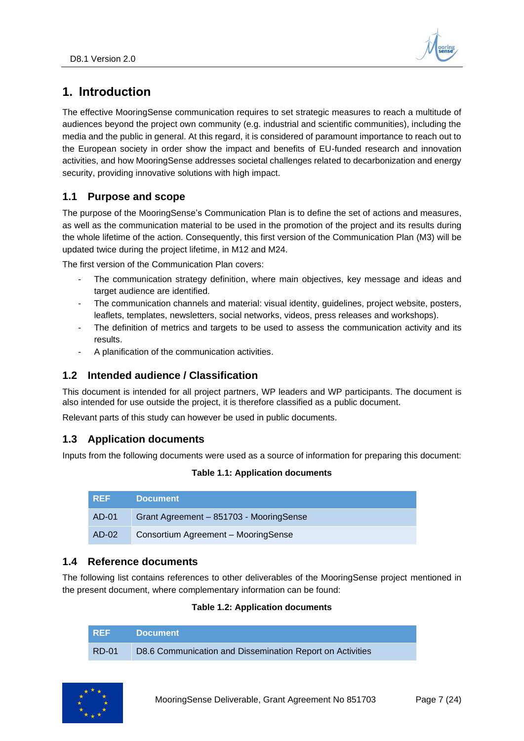# 1. Introduction

The effective MooringSense communication requires to set strategic measures to reach a multitude of audiences beyond the project own community (e.g. industrial and scientific communities), including the media and the public in general. At this regard, it is considered of paramount importance to reach out to the European society in order show the impact and benefits of EU-funded research and innovation activities, and how MooringSense addresses societal challenges related to decarbonization and energy security, providing innovative solutions with high impact.

## 1.1 Purpose and scope

The purpose of the MooringSense's Communication Plan is to define the set of actions and measures, as well as the communication material to be used in the promotion of the project and its results during the whole lifetime of the action. Consequently, this first version of the Communication Plan (M3) will be updated twice during the project lifetime, in M12 and M24.

The first version of the Communication Plan covers:

- The communication strategy definition, where main objectives, key message and ideas and target audience are identified.
- The communication channels and material: visual identity, guidelines, project website, posters, leaflets, templates, newsletters, social networks, videos, press releases and workshops).
- The definition of metrics and targets to be used to assess the communication activity and its results.
- A planification of the communication activities.

## 1.2 Intended audience / Classification

This document is intended for all project partners, WP leaders and WP participants. The document is also intended for use outside the project, it is therefore classified as a public document.

Relevant parts of this study can however be used in public documents.

## 1.3 Application documents

Inputs from the following documents were used as a source of information for preparing this document:

**Table 1.1: Application documents**

| REF | Document |
|---|---|
| AD-01 | Grant Agreement – 851703 - MooringSense |
| AD-02 | Consortium Agreement – MooringSense |

## 1.4 Reference documents

The following list contains references to other deliverables of the MooringSense project mentioned in the present document, where complementary information can be found:

**Table 1.2: Application documents**

| REF | Document |
|---|---|
| RD-01 | D8.6 Communication and Dissemination Report on Activities |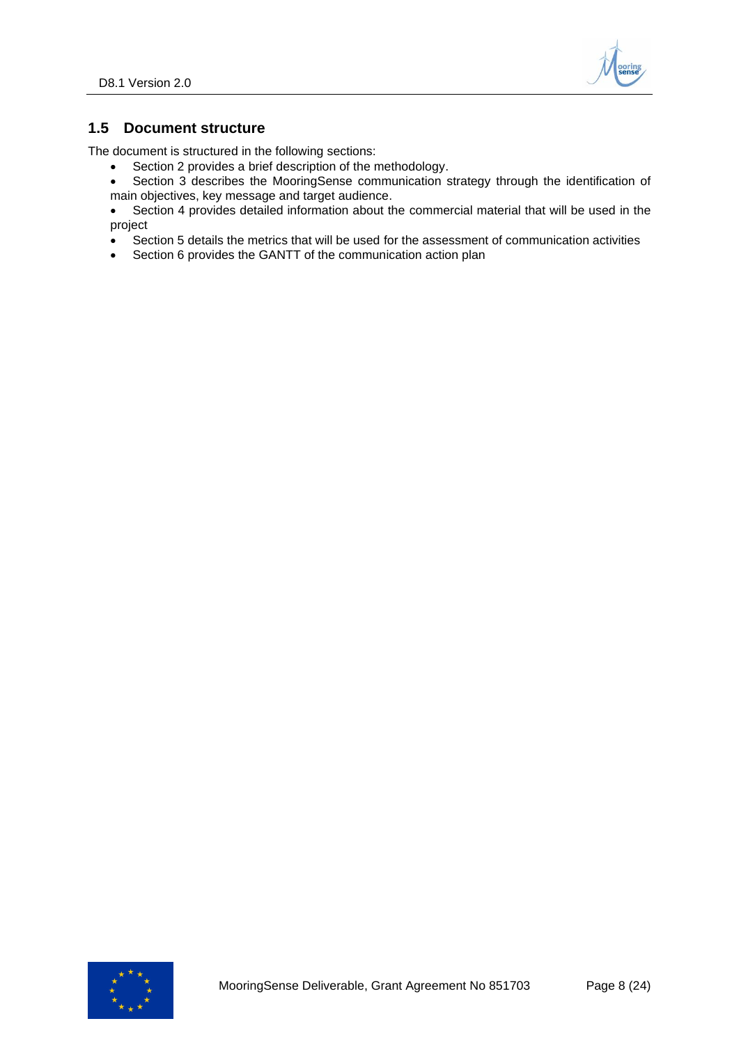## 1.5 Document structure

The document is structured in the following sections:

- Section 2 provides a brief description of the methodology.
- Section 3 describes the MooringSense communication strategy through the identification of main objectives, key message and target audience.
- Section 4 provides detailed information about the commercial material that will be used in the project
- Section 5 details the metrics that will be used for the assessment of communication activities
- Section 6 provides the GANTT of the communication action plan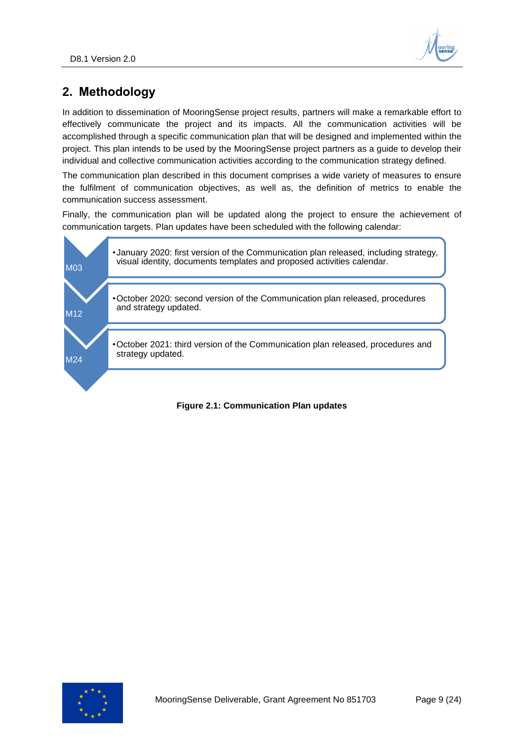## 2. Methodology

In addition to dissemination of MooringSense project results, partners will make a remarkable effort to effectively communicate the project and its impacts. All the communication activities will be accomplished through a specific communication plan that will be designed and implemented within the project. This plan intends to be used by the MooringSense project partners as a guide to develop their individual and collective communication activities according to the communication strategy defined.

The communication plan described in this document comprises a wide variety of measures to ensure the fulfilment of communication objectives, as well as, the definition of metrics to enable the communication success assessment.

Finally, the communication plan will be updated along the project to ensure the achievement of communication targets. Plan updates have been scheduled with the following calendar:

- **M03**
  - January 2020: first version of the Communication plan released, including strategy, visual identity, documents templates and proposed activities calendar.
- **M12**
  - October 2020: second version of the Communication plan released, procedures and strategy updated.
- **M24**
  - October 2021: third version of the Communication plan released, procedures and strategy updated.

**Figure 2.1: Communication Plan updates**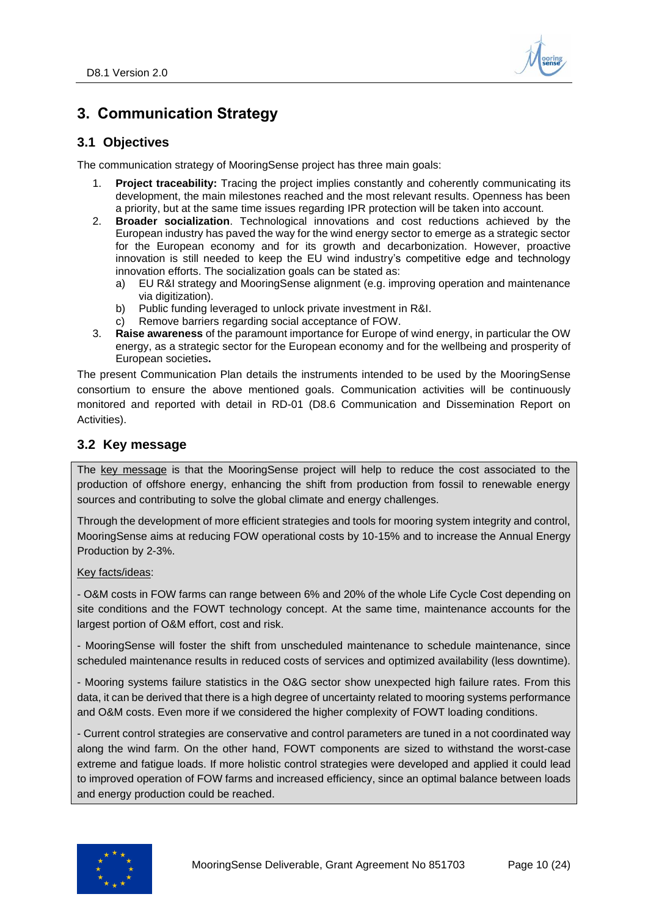# 3. Communication Strategy

## 3.1 Objectives

The communication strategy of MooringSense project has three main goals:

1. **Project traceability:** Tracing the project implies constantly and coherently communicating its development, the main milestones reached and the most relevant results. Openness has been a priority, but at the same time issues regarding IPR protection will be taken into account.
2. **Broader socialization**. Technological innovations and cost reductions achieved by the European industry has paved the way for the wind energy sector to emerge as a strategic sector for the European economy and for its growth and decarbonization. However, proactive innovation is still needed to keep the EU wind industry's competitive edge and technology innovation efforts. The socialization goals can be stated as:
   a) EU R&I strategy and MooringSense alignment (e.g. improving operation and maintenance via digitization).
   b) Public funding leveraged to unlock private investment in R&I.
   c) Remove barriers regarding social acceptance of FOW.
3. **Raise awareness** of the paramount importance for Europe of wind energy, in particular the OW energy, as a strategic sector for the European economy and for the wellbeing and prosperity of European societies**.**

The present Communication Plan details the instruments intended to be used by the MooringSense consortium to ensure the above mentioned goals. Communication activities will be continuously monitored and reported with detail in RD-01 (D8.6 Communication and Dissemination Report on Activities).

## 3.2 Key message

The key message is that the MooringSense project will help to reduce the cost associated to the production of offshore energy, enhancing the shift from production from fossil to renewable energy sources and contributing to solve the global climate and energy challenges.

Through the development of more efficient strategies and tools for mooring system integrity and control, MooringSense aims at reducing FOW operational costs by 10-15% and to increase the Annual Energy Production by 2-3%.

Key facts/ideas:

- O&M costs in FOW farms can range between 6% and 20% of the whole Life Cycle Cost depending on site conditions and the FOWT technology concept. At the same time, maintenance accounts for the largest portion of O&M effort, cost and risk.

- MooringSense will foster the shift from unscheduled maintenance to schedule maintenance, since scheduled maintenance results in reduced costs of services and optimized availability (less downtime).

- Mooring systems failure statistics in the O&G sector show unexpected high failure rates. From this data, it can be derived that there is a high degree of uncertainty related to mooring systems performance and O&M costs. Even more if we considered the higher complexity of FOWT loading conditions.

- Current control strategies are conservative and control parameters are tuned in a not coordinated way along the wind farm. On the other hand, FOWT components are sized to withstand the worst-case extreme and fatigue loads. If more holistic control strategies were developed and applied it could lead to improved operation of FOW farms and increased efficiency, since an optimal balance between loads and energy production could be reached.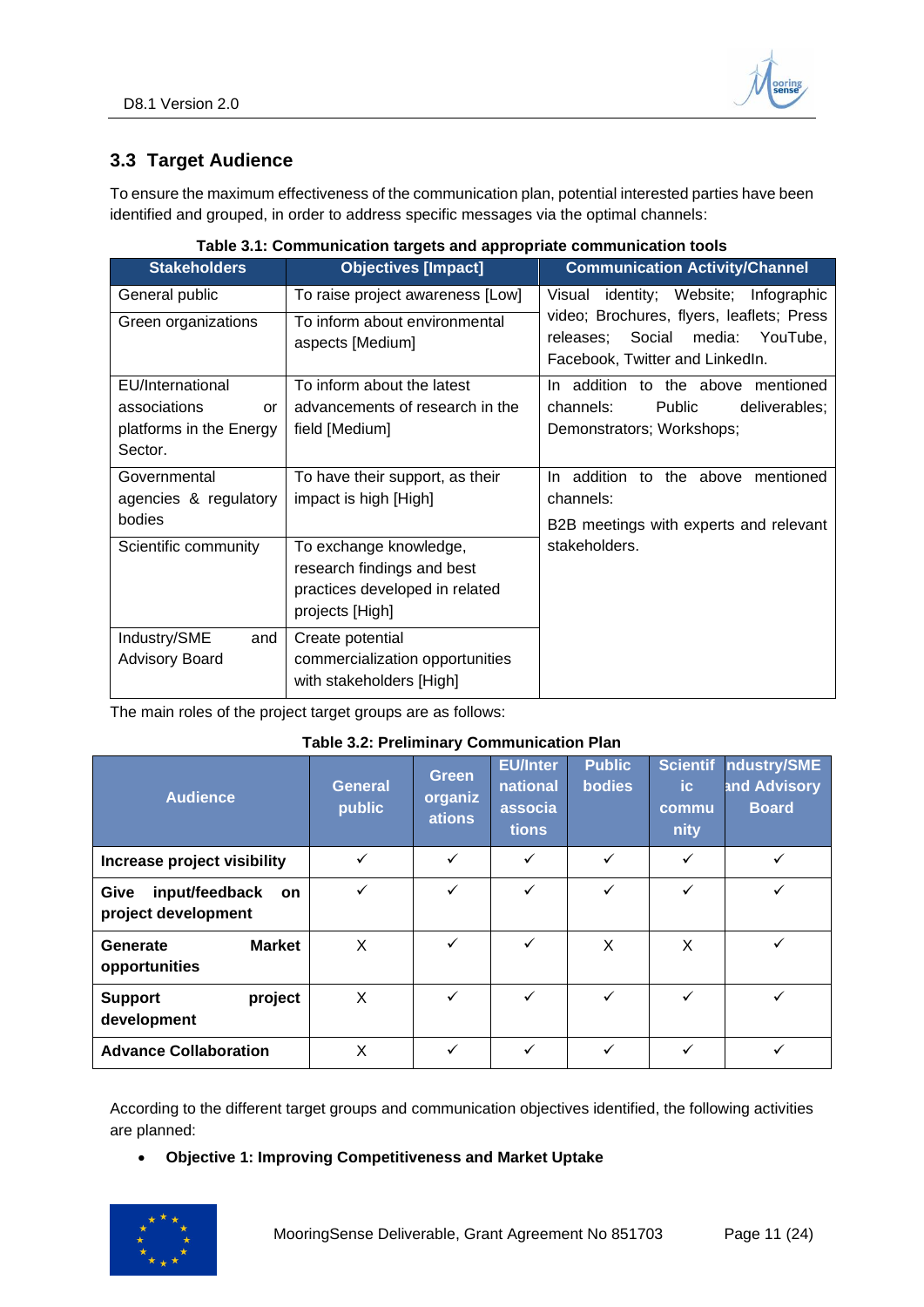## 3.3 Target Audience

To ensure the maximum effectiveness of the communication plan, potential interested parties have been identified and grouped, in order to address specific messages via the optimal channels:

**Table 3.1: Communication targets and appropriate communication tools**

| Stakeholders | Objectives [Impact] | Communication Activity/Channel |
|---|---|---|
| General public | To raise project awareness [Low] | Visual identity; Website; Infographic video; Brochures, flyers, leaflets; Press releases; Social media: YouTube, Facebook, Twitter and LinkedIn. |
| Green organizations | To inform about environmental aspects [Medium] | |
| EU/International associations or platforms in the Energy Sector. | To inform about the latest advancements of research in the field [Medium] | In addition to the above mentioned channels: Public deliverables; Demonstrators; Workshops; |
| Governmental agencies & regulatory bodies | To have their support, as their impact is high [High] | In addition to the above mentioned channels: B2B meetings with experts and relevant stakeholders. |
| Scientific community | To exchange knowledge, research findings and best practices developed in related projects [High] | |
| Industry/SME and Advisory Board | Create potential commercialization opportunities with stakeholders [High] | |

The main roles of the project target groups are as follows:

**Table 3.2: Preliminary Communication Plan**

| Audience | General public | Green organizations | EU/International associations | Public bodies | Scientific community | Industry/SME and Advisory Board |
|---|---|---|---|---|---|---|
| **Increase project visibility** | ✓ | ✓ | ✓ | ✓ | ✓ | ✓ |
| **Give input/feedback on project development** | ✓ | ✓ | ✓ | ✓ | ✓ | ✓ |
| **Generate Market opportunities** | X | ✓ | ✓ | X | X | ✓ |
| **Support project development** | X | ✓ | ✓ | ✓ | ✓ | ✓ |
| **Advance Collaboration** | X | ✓ | ✓ | ✓ | ✓ | ✓ |

According to the different target groups and communication objectives identified, the following activities are planned:

- **Objective 1: Improving Competitiveness and Market Uptake**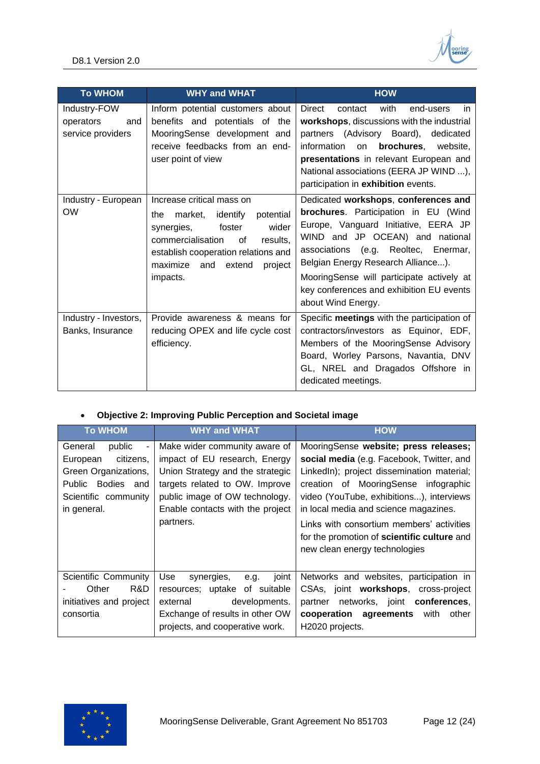| To WHOM | WHY and WHAT | HOW |
|---|---|---|
| Industry-FOW operators and service providers | Inform potential customers about benefits and potentials of the MooringSense development and receive feedbacks from an end-user point of view | Direct contact with end-users in **workshops**, discussions with the industrial partners (Advisory Board), dedicated information on **brochures**, website, **presentations** in relevant European and National associations (EERA JP WIND ...), participation in **exhibition** events. |
| Industry - European OW | Increase critical mass on the market, identify potential synergies, foster wider commercialisation of results, establish cooperation relations and maximize and extend project impacts. | Dedicated **workshops**, **conferences and brochures**. Participation in EU (Wind Europe, Vanguard Initiative, EERA JP WIND and JP OCEAN) and national associations (e.g. Reoltec, Enermar, Belgian Energy Research Alliance...). MooringSense will participate actively at key conferences and exhibition EU events about Wind Energy. |
| Industry - Investors, Banks, Insurance | Provide awareness & means for reducing OPEX and life cycle cost efficiency. | Specific **meetings** with the participation of contractors/investors as Equinor, EDF, Members of the MooringSense Advisory Board, Worley Parsons, Navantia, DNV GL, NREL and Dragados Offshore in dedicated meetings. |

- **Objective 2: Improving Public Perception and Societal image**

| To WHOM | WHY and WHAT | HOW |
|---|---|---|
| General public - European citizens, Green Organizations, Public Bodies and Scientific community in general. | Make wider community aware of impact of EU research, Energy Union Strategy and the strategic targets related to OW. Improve public image of OW technology. Enable contacts with the project partners. | MooringSense **website; press releases; social media** (e.g. Facebook, Twitter, and LinkedIn); project dissemination material; creation of MooringSense infographic video (YouTube, exhibitions...), interviews in local media and science magazines. Links with consortium members' activities for the promotion of **scientific culture** and new clean energy technologies |
| Scientific Community - Other R&D initiatives and project consortia | Use synergies, e.g. joint resources; uptake of suitable external developments. Exchange of results in other OW projects, and cooperative work. | Networks and websites, participation in CSAs, joint **workshops**, cross-project partner networks, joint **conferences**, **cooperation agreements** with other H2020 projects. |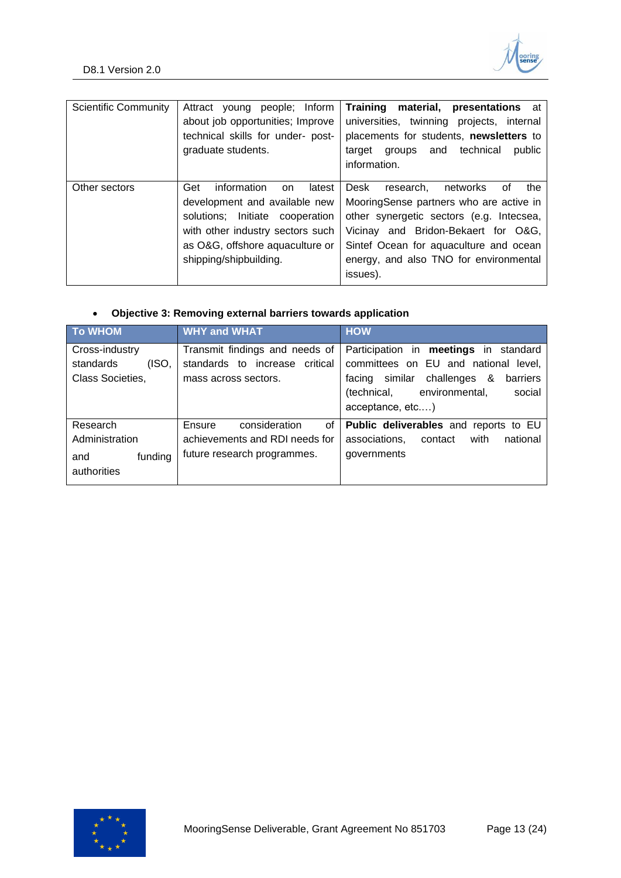| Scientific Community | Attract young people; Inform about job opportunities; Improve technical skills for under- post-graduate students. | **Training material, presentations** at universities, twinning projects, internal placements for students, **newsletters** to target groups and technical public information. |
|---|---|---|
| Other sectors | Get information on latest development and available new solutions; Initiate cooperation with other industry sectors such as O&G, offshore aquaculture or shipping/shipbuilding. | Desk research, networks of the MooringSense partners who are active in other synergetic sectors (e.g. Intecsea, Vicinay and Bridon-Bekaert for O&G, Sintef Ocean for aquaculture and ocean energy, and also TNO for environmental issues). |

- **Objective 3: Removing external barriers towards application**

| To WHOM | WHY and WHAT | HOW |
|---|---|---|
| Cross-industry standards (ISO, Class Societies, | Transmit findings and needs of standards to increase critical mass across sectors. | Participation in **meetings** in standard committees on EU and national level, facing similar challenges & barriers (technical, environmental, social acceptance, etc.…) |
| Research Administration and funding authorities | Ensure consideration of achievements and RDI needs for future research programmes. | **Public deliverables** and reports to EU associations, contact with national governments |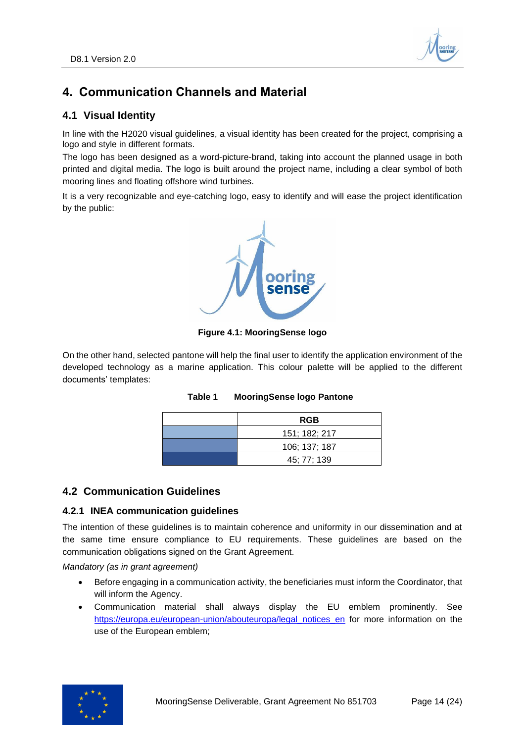# 4. Communication Channels and Material

## 4.1 Visual Identity

In line with the H2020 visual guidelines, a visual identity has been created for the project, comprising a logo and style in different formats.

The logo has been designed as a word-picture-brand, taking into account the planned usage in both printed and digital media. The logo is built around the project name, including a clear symbol of both mooring lines and floating offshore wind turbines.

It is a very recognizable and eye-catching logo, easy to identify and will ease the project identification by the public:

**Figure 4.1: MooringSense logo**

On the other hand, selected pantone will help the final user to identify the application environment of the developed technology as a marine application. This colour palette will be applied to the different documents' templates:

**Table 1 MooringSense logo Pantone**

| | RGB |
|---|---|
| | 151; 182; 217 |
| | 106; 137; 187 |
| | 45; 77; 139 |

## 4.2 Communication Guidelines

### 4.2.1 INEA communication guidelines

The intention of these guidelines is to maintain coherence and uniformity in our dissemination and at the same time ensure compliance to EU requirements. These guidelines are based on the communication obligations signed on the Grant Agreement.

*Mandatory (as in grant agreement)*

- Before engaging in a communication activity, the beneficiaries must inform the Coordinator, that will inform the Agency.
- Communication material shall always display the EU emblem prominently. See https://europa.eu/european-union/abouteuropa/legal_notices_en for more information on the use of the European emblem;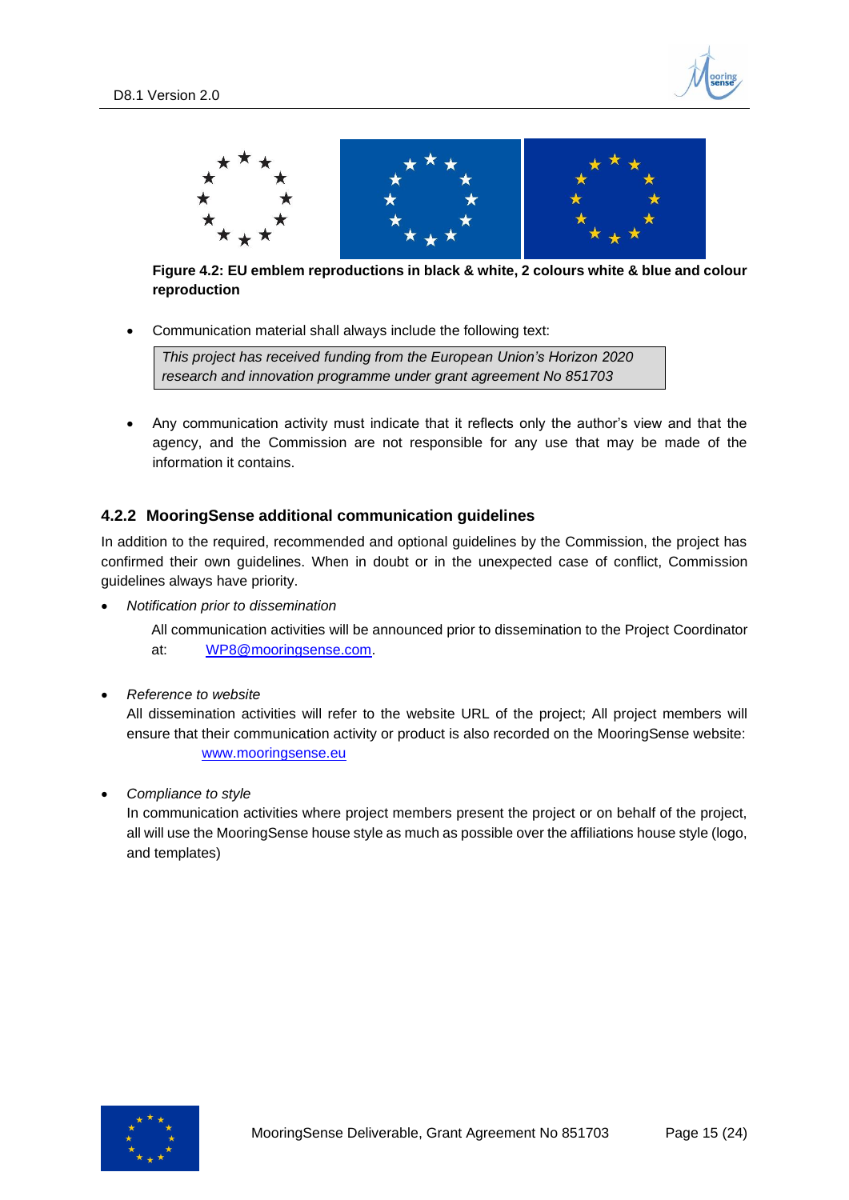**Figure 4.2: EU emblem reproductions in black & white, 2 colours white & blue and colour reproduction**

- Communication material shall always include the following text:

  *This project has received funding from the European Union's Horizon 2020 research and innovation programme under grant agreement No 851703*

- Any communication activity must indicate that it reflects only the author's view and that the agency, and the Commission are not responsible for any use that may be made of the information it contains.

### 4.2.2 MooringSense additional communication guidelines

In addition to the required, recommended and optional guidelines by the Commission, the project has confirmed their own guidelines. When in doubt or in the unexpected case of conflict, Commission guidelines always have priority.

- *Notification prior to dissemination*

  All communication activities will be announced prior to dissemination to the Project Coordinator at: WP8@mooringsense.com.

- *Reference to website*

  All dissemination activities will refer to the website URL of the project; All project members will ensure that their communication activity or product is also recorded on the MooringSense website: www.mooringsense.eu

- *Compliance to style*

  In communication activities where project members present the project or on behalf of the project, all will use the MooringSense house style as much as possible over the affiliations house style (logo, and templates)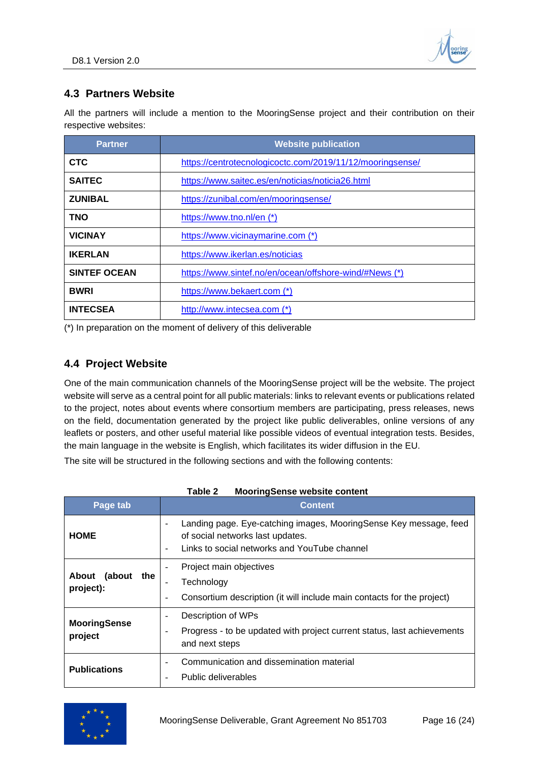## 4.3 Partners Website

All the partners will include a mention to the MooringSense project and their contribution on their respective websites:

| Partner | Website publication |
|---|---|
| **CTC** | https://centrotecnologicoctc.com/2019/11/12/mooringsense/ |
| **SAITEC** | https://www.saitec.es/en/noticias/noticia26.html |
| **ZUNIBAL** | https://zunibal.com/en/mooringsense/ |
| **TNO** | https://www.tno.nl/en (*) |
| **VICINAY** | https://www.vicinaymarine.com (*) |
| **IKERLAN** | https://www.ikerlan.es/noticias |
| **SINTEF OCEAN** | https://www.sintef.no/en/ocean/offshore-wind/#News (*) |
| **BWRI** | https://www.bekaert.com (*) |
| **INTECSEA** | http://www.intecsea.com (*) |

(*) In preparation on the moment of delivery of this deliverable

## 4.4 Project Website

One of the main communication channels of the MooringSense project will be the website. The project website will serve as a central point for all public materials: links to relevant events or publications related to the project, notes about events where consortium members are participating, press releases, news on the field, documentation generated by the project like public deliverables, online versions of any leaflets or posters, and other useful material like possible videos of eventual integration tests. Besides, the main language in the website is English, which facilitates its wider diffusion in the EU.

The site will be structured in the following sections and with the following contents:

**Table 2 MooringSense website content**

| Page tab | Content |
|---|---|
| **HOME** | - Landing page. Eye-catching images, MooringSense Key message, feed of social networks last updates.<br>- Links to social networks and YouTube channel |
| **About (about the project):** | - Project main objectives<br>- Technology<br>- Consortium description (it will include main contacts for the project) |
| **MooringSense project** | - Description of WPs<br>- Progress - to be updated with project current status, last achievements and next steps |
| **Publications** | - Communication and dissemination material<br>- Public deliverables |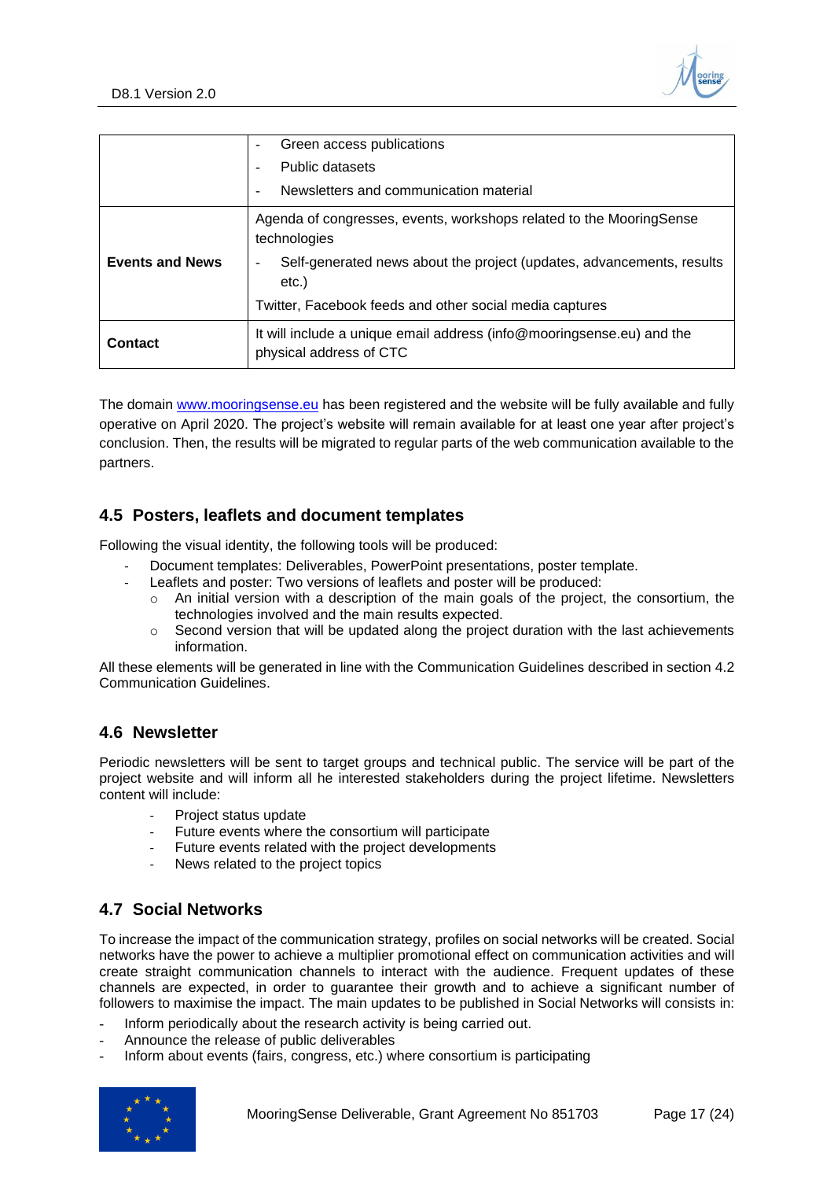| | |
|---|---|
| | - Green access publications<br>- Public datasets<br>- Newsletters and communication material |
| **Events and News** | Agenda of congresses, events, workshops related to the MooringSense technologies<br>- Self-generated news about the project (updates, advancements, results etc.)<br>Twitter, Facebook feeds and other social media captures |
| **Contact** | It will include a unique email address (info@mooringsense.eu) and the physical address of CTC |

The domain [www.mooringsense.eu](www.mooringsense.eu) has been registered and the website will be fully available and fully operative on April 2020. The project's website will remain available for at least one year after project's conclusion. Then, the results will be migrated to regular parts of the web communication available to the partners.

## 4.5 Posters, leaflets and document templates

Following the visual identity, the following tools will be produced:

- Document templates: Deliverables, PowerPoint presentations, poster template.
- Leaflets and poster: Two versions of leaflets and poster will be produced:
  - An initial version with a description of the main goals of the project, the consortium, the technologies involved and the main results expected.
  - Second version that will be updated along the project duration with the last achievements information.

All these elements will be generated in line with the Communication Guidelines described in section 4.2 Communication Guidelines.

## 4.6 Newsletter

Periodic newsletters will be sent to target groups and technical public. The service will be part of the project website and will inform all he interested stakeholders during the project lifetime. Newsletters content will include:

- Project status update
- Future events where the consortium will participate
- Future events related with the project developments
- News related to the project topics

## 4.7 Social Networks

To increase the impact of the communication strategy, profiles on social networks will be created. Social networks have the power to achieve a multiplier promotional effect on communication activities and will create straight communication channels to interact with the audience. Frequent updates of these channels are expected, in order to guarantee their growth and to achieve a significant number of followers to maximise the impact. The main updates to be published in Social Networks will consists in:

- Inform periodically about the research activity is being carried out.
- Announce the release of public deliverables
- Inform about events (fairs, congress, etc.) where consortium is participating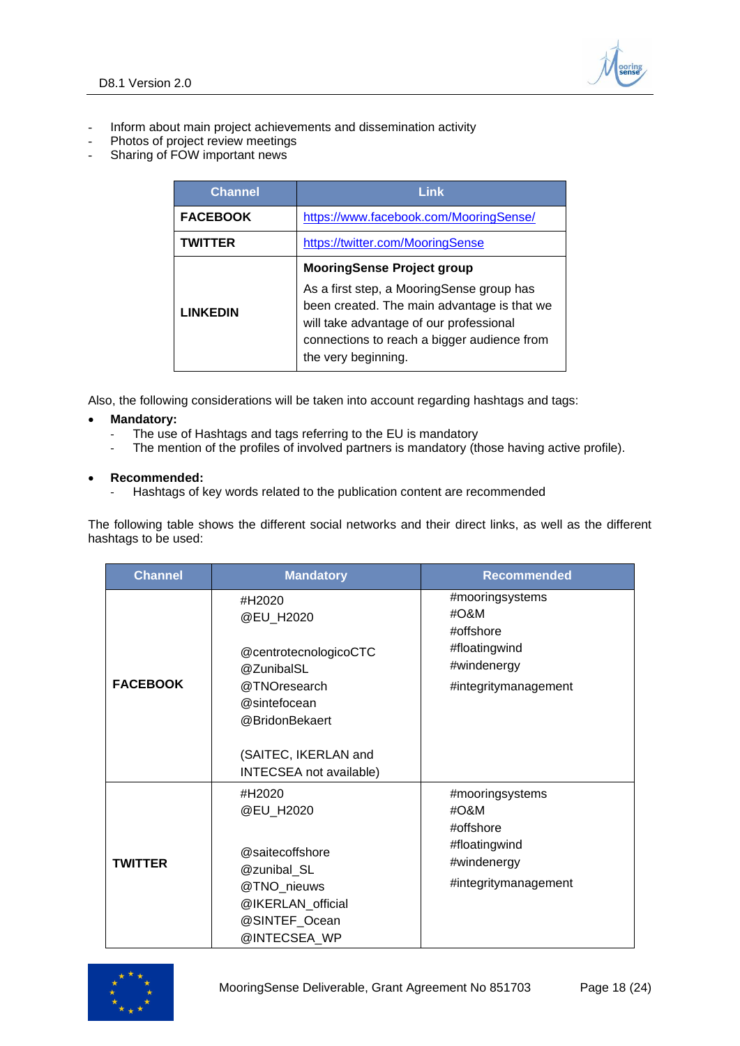- Inform about main project achievements and dissemination activity
- Photos of project review meetings
- Sharing of FOW important news

| Channel | Link |
|---|---|
| **FACEBOOK** | https://www.facebook.com/MooringSense/ |
| **TWITTER** | https://twitter.com/MooringSense |
| **LINKEDIN** | **MooringSense Project group**<br>As a first step, a MooringSense group has been created. The main advantage is that we will take advantage of our professional connections to reach a bigger audience from the very beginning. |

Also, the following considerations will be taken into account regarding hashtags and tags:

- **Mandatory:**
  - The use of Hashtags and tags referring to the EU is mandatory
  - The mention of the profiles of involved partners is mandatory (those having active profile).

- **Recommended:**
  - Hashtags of key words related to the publication content are recommended

The following table shows the different social networks and their direct links, as well as the different hashtags to be used:

| Channel | Mandatory | Recommended |
|---|---|---|
| **FACEBOOK** | #H2020<br>@EU_H2020<br><br>@centrotecnologicoCTC<br>@ZunibalSL<br>@TNOresearch<br>@sintefocean<br>@BridonBekaert<br><br>(SAITEC, IKERLAN and INTECSEA not available) | #mooringsystems<br>#O&M<br>#offshore<br>#floatingwind<br>#windenergy<br>#integritymanagement |
| **TWITTER** | #H2020<br>@EU_H2020<br><br>@saitecoffshore<br>@zunibal_SL<br>@TNO_nieuws<br>@IKERLAN_official<br>@SINTEF_Ocean<br>@INTECSEA_WP | #mooringsystems<br>#O&M<br>#offshore<br>#floatingwind<br>#windenergy<br>#integritymanagement |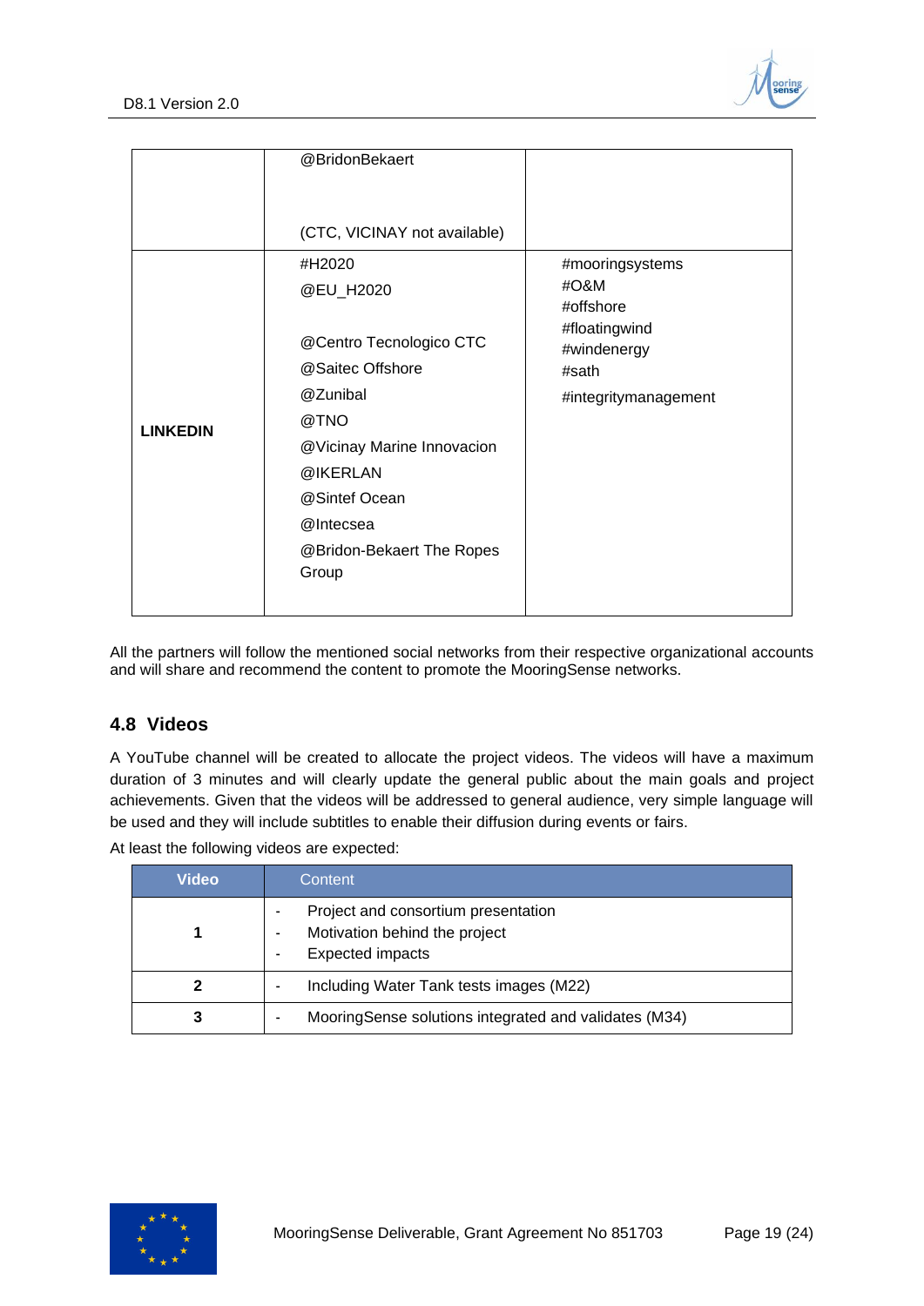| | | |
|---|---|---|
| | @BridonBekaert<br><br>(CTC, VICINAY not available) | |
| **LINKEDIN** | #H2020<br>@EU_H2020<br><br>@Centro Tecnologico CTC<br>@Saitec Offshore<br>@Zunibal<br>@TNO<br>@Vicinay Marine Innovacion<br>@IKERLAN<br>@Sintef Ocean<br>@Intecsea<br>@Bridon-Bekaert The Ropes Group | #mooringsystems<br>#O&M<br>#offshore<br>#floatingwind<br>#windenergy<br>#sath<br>#integritymanagement |

All the partners will follow the mentioned social networks from their respective organizational accounts and will share and recommend the content to promote the MooringSense networks.

## 4.8 Videos

A YouTube channel will be created to allocate the project videos. The videos will have a maximum duration of 3 minutes and will clearly update the general public about the main goals and project achievements. Given that the videos will be addressed to general audience, very simple language will be used and they will include subtitles to enable their diffusion during events or fairs.

At least the following videos are expected:

| Video | Content |
|---|---|
| **1** | - Project and consortium presentation<br>- Motivation behind the project<br>- Expected impacts |
| **2** | - Including Water Tank tests images (M22) |
| **3** | - MooringSense solutions integrated and validates (M34) |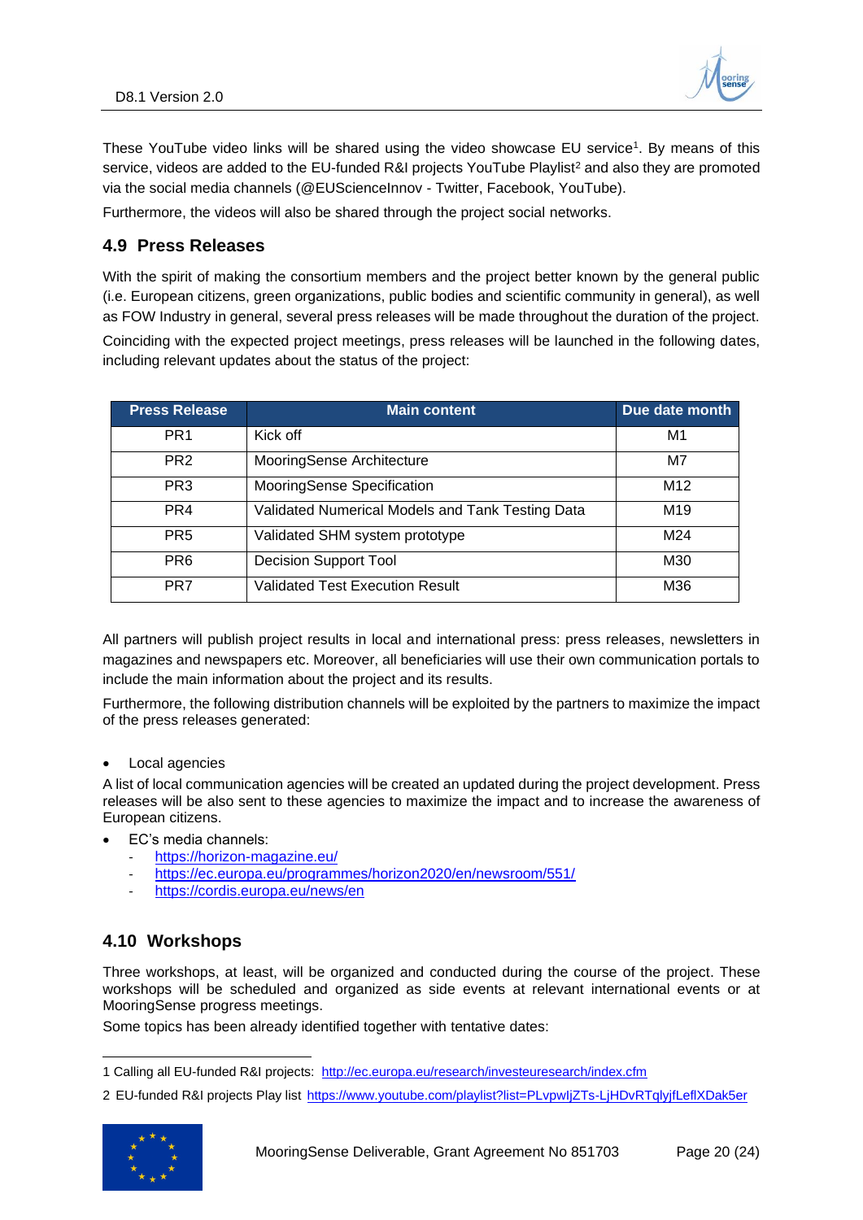These YouTube video links will be shared using the video showcase EU service[1]. By means of this service, videos are added to the EU-funded R&I projects YouTube Playlist[2] and also they are promoted via the social media channels (@EUScienceInnov - Twitter, Facebook, YouTube).

Furthermore, the videos will also be shared through the project social networks.

## 4.9 Press Releases

With the spirit of making the consortium members and the project better known by the general public (i.e. European citizens, green organizations, public bodies and scientific community in general), as well as FOW Industry in general, several press releases will be made throughout the duration of the project.

Coinciding with the expected project meetings, press releases will be launched in the following dates, including relevant updates about the status of the project:

| Press Release | Main content | Due date month |
|---|---|---|
| PR1 | Kick off | M1 |
| PR2 | MooringSense Architecture | M7 |
| PR3 | MooringSense Specification | M12 |
| PR4 | Validated Numerical Models and Tank Testing Data | M19 |
| PR5 | Validated SHM system prototype | M24 |
| PR6 | Decision Support Tool | M30 |
| PR7 | Validated Test Execution Result | M36 |

All partners will publish project results in local and international press: press releases, newsletters in magazines and newspapers etc. Moreover, all beneficiaries will use their own communication portals to include the main information about the project and its results.

Furthermore, the following distribution channels will be exploited by the partners to maximize the impact of the press releases generated:

- Local agencies

A list of local communication agencies will be created an updated during the project development. Press releases will be also sent to these agencies to maximize the impact and to increase the awareness of European citizens.

- EC's media channels:
  - https://horizon-magazine.eu/
  - https://ec.europa.eu/programmes/horizon2020/en/newsroom/551/
  - https://cordis.europa.eu/news/en

## 4.10 Workshops

Three workshops, at least, will be organized and conducted during the course of the project. These workshops will be scheduled and organized as side events at relevant international events or at MooringSense progress meetings.

Some topics has been already identified together with tentative dates:

---

1 Calling all EU-funded R&I projects: http://ec.europa.eu/research/investeuresearch/index.cfm

2 EU-funded R&I projects Play list https://www.youtube.com/playlist?list=PLvpwIjZTs-LjHDvRTqlyjfLeflXDak5er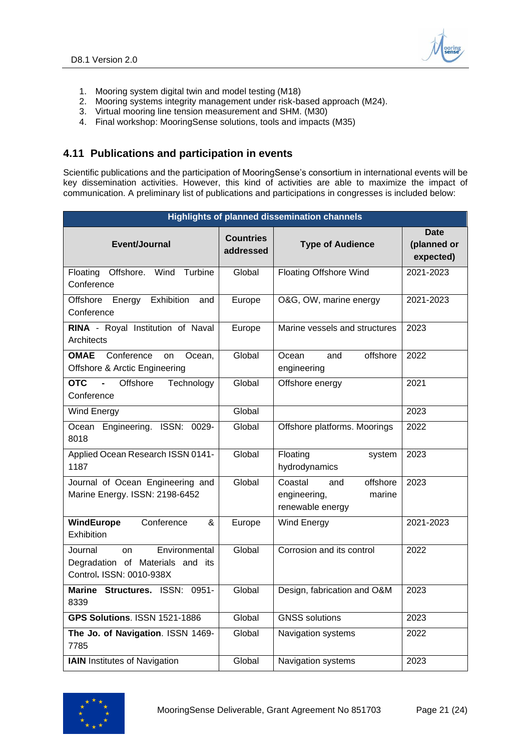1. Mooring system digital twin and model testing (M18)
2. Mooring systems integrity management under risk-based approach (M24).
3. Virtual mooring line tension measurement and SHM. (M30)
4. Final workshop: MooringSense solutions, tools and impacts (M35)

## 4.11 Publications and participation in events

Scientific publications and the participation of MooringSense's consortium in international events will be key dissemination activities. However, this kind of activities are able to maximize the impact of communication. A preliminary list of publications and participations in congresses is included below:

| Highlights of planned dissemination channels | | | |
|---|---|---|---|
| **Event/Journal** | **Countries addressed** | **Type of Audience** | **Date (planned or expected)** |
| Floating Offshore. Wind Turbine Conference | Global | Floating Offshore Wind | 2021-2023 |
| Offshore Energy Exhibition and Conference | Europe | O&G, OW, marine energy | 2021-2023 |
| **RINA** - Royal Institution of Naval Architects | Europe | Marine vessels and structures | 2023 |
| **OMAE** Conference on Ocean, Offshore & Arctic Engineering | Global | Ocean and offshore engineering | 2022 |
| **OTC** - Offshore Technology Conference | Global | Offshore energy | 2021 |
| Wind Energy | Global | | 2023 |
| Ocean Engineering. ISSN: 0029-8018 | Global | Offshore platforms. Moorings | 2022 |
| Applied Ocean Research ISSN 0141-1187 | Global | Floating system hydrodynamics | 2023 |
| Journal of Ocean Engineering and Marine Energy. ISSN: 2198-6452 | Global | Coastal and offshore engineering, marine renewable energy | 2023 |
| **WindEurope** Conference & Exhibition | Europe | Wind Energy | 2021-2023 |
| Journal on Environmental Degradation of Materials and its Control**.** ISSN: 0010-938X | Global | Corrosion and its control | 2022 |
| **Marine Structures.** ISSN: 0951-8339 | Global | Design, fabrication and O&M | 2023 |
| **GPS Solutions**. ISSN 1521-1886 | Global | GNSS solutions | 2023 |
| **The Jo. of Navigation**. ISSN 1469-7785 | Global | Navigation systems | 2022 |
| **IAIN** Institutes of Navigation | Global | Navigation systems | 2023 |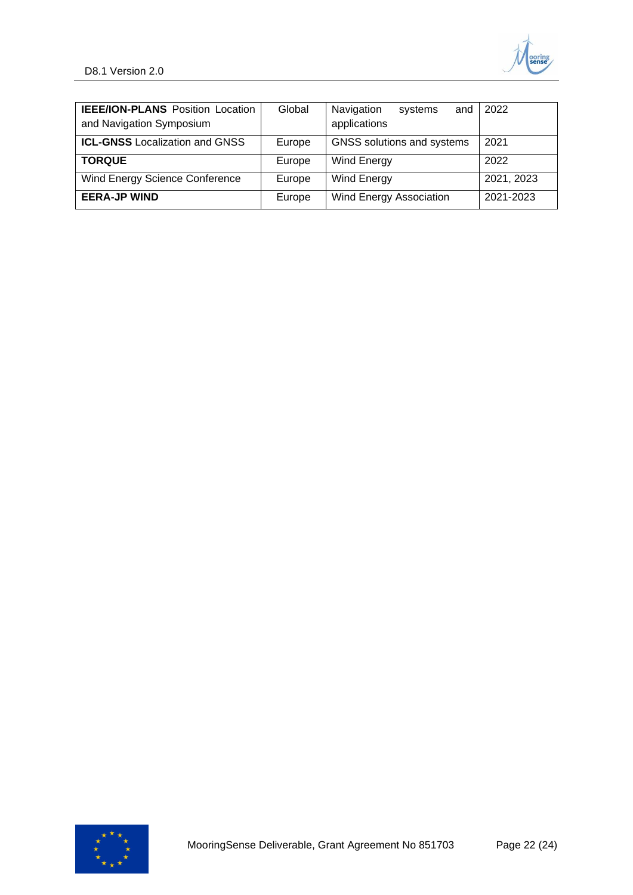| **IEEE/ION-PLANS** Position Location and Navigation Symposium | Global | Navigation systems and applications | 2022 |
|---|---|---|---|
| **ICL-GNSS** Localization and GNSS | Europe | GNSS solutions and systems | 2021 |
| **TORQUE** | Europe | Wind Energy | 2022 |
| Wind Energy Science Conference | Europe | Wind Energy | 2021, 2023 |
| **EERA-JP WIND** | Europe | Wind Energy Association | 2021-2023 |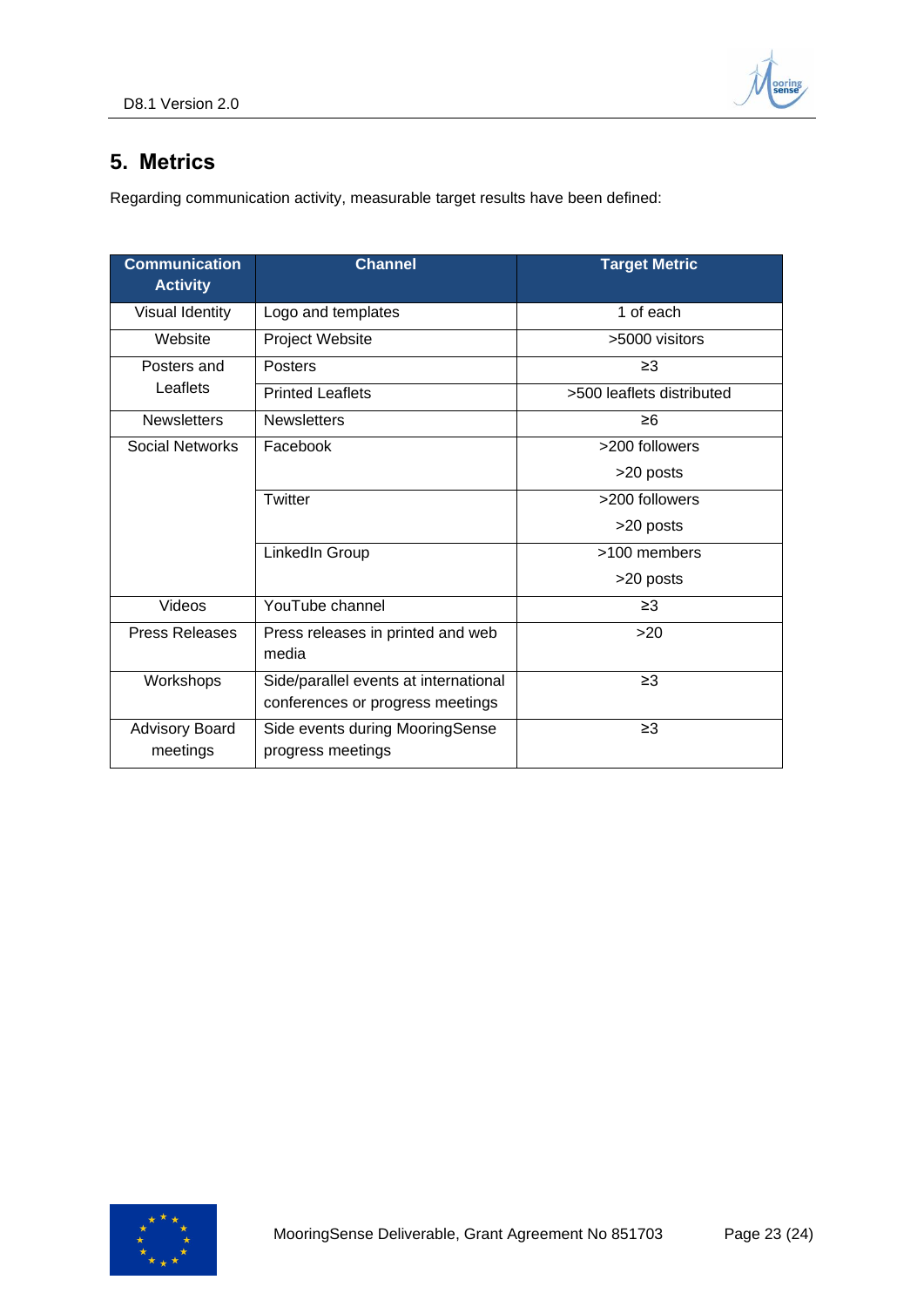## 5. Metrics

Regarding communication activity, measurable target results have been defined:

| Communication Activity | Channel | Target Metric |
|---|---|---|
| Visual Identity | Logo and templates | 1 of each |
| Website | Project Website | >5000 visitors |
| Posters and Leaflets | Posters | ≥3 |
| | Printed Leaflets | >500 leaflets distributed |
| Newsletters | Newsletters | ≥6 |
| Social Networks | Facebook | >200 followers<br>>20 posts |
| | Twitter | >200 followers<br>>20 posts |
| | LinkedIn Group | >100 members<br>>20 posts |
| Videos | YouTube channel | ≥3 |
| Press Releases | Press releases in printed and web media | >20 |
| Workshops | Side/parallel events at international conferences or progress meetings | ≥3 |
| Advisory Board meetings | Side events during MooringSense progress meetings | ≥3 |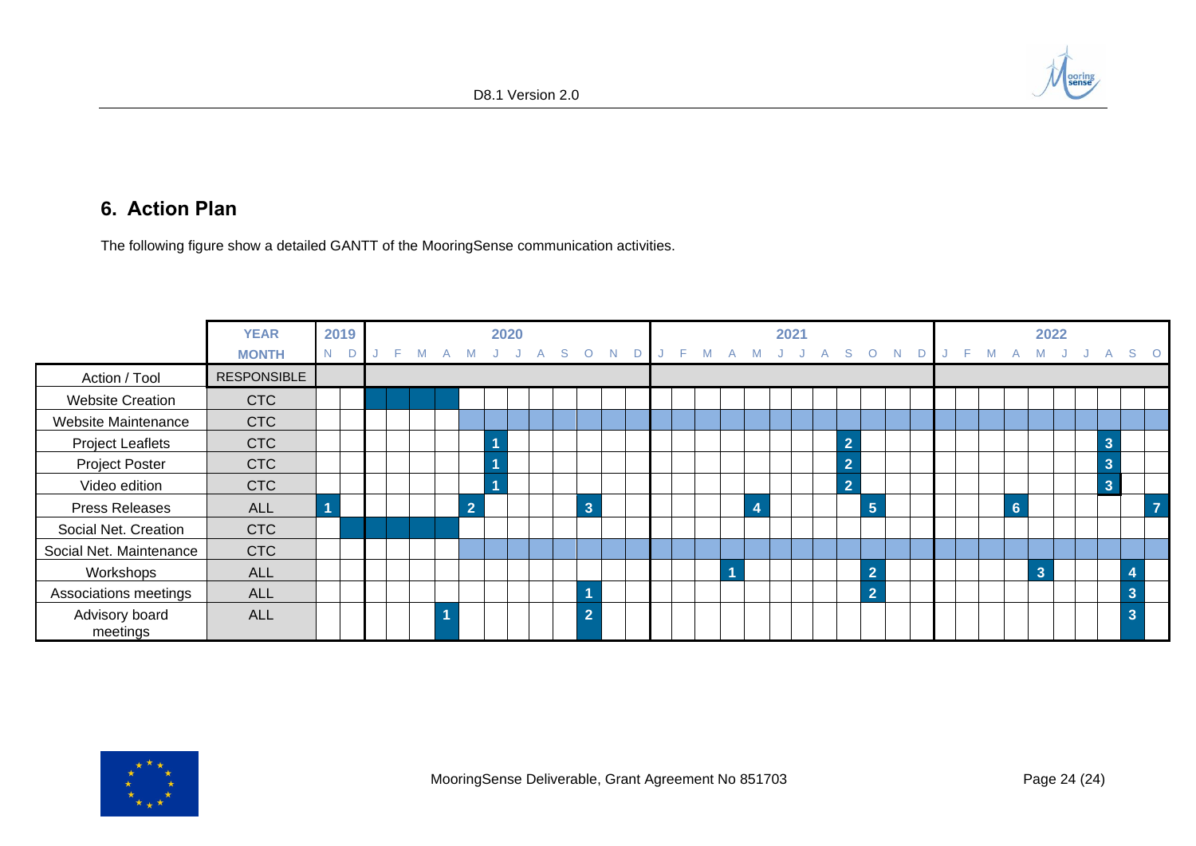## 6. Action Plan

The following figure show a detailed GANTT of the MooringSense communication activities.

| YEAR | | 2019 | | 2020 | | | | | | | | | | | | 2021 | | | | | | | | | | | | 2022 | | | | | | | | | |
|---|---|---|---|---|---|---|---|---|---|---|---|---|---|---|---|---|---|---|---|---|---|---|---|---|---|---|---|---|---|---|---|---|---|---|---|---|---|
| MONTH | | N | D | J | F | M | A | M | J | J | A | S | O | N | D | J | F | M | A | M | J | J | A | S | O | N | D | J | F | M | A | M | J | J | A | S | O |
| Action / Tool | RESPONSIBLE | | | | | | | | | | | | | | | | | | | | | | | | | | | | | | | | | | | | |
| Website Creation | CTC | | | | | | | | | | | | | | | | | | | | | | | | | | | | | | | | | | | | |
| Website Maintenance | CTC | | | | | | | | | | | | | | | | | | | | | | | | | | | | | | | | | | | | |
| Project Leaflets | CTC | | | | | | | | 1 | | | | | | | | | | | | | | | 2 | | | | | | | | | | | 3 | | |
| Project Poster | CTC | | | | | | | | 1 | | | | | | | | | | | | | | | 2 | | | | | | | | | | | 3 | | |
| Video edition | CTC | | | | | | | | 1 | | | | | | | | | | | | | | | 2 | | | | | | | | | | | 3 | | |
| Press Releases | ALL | 1 | | | | | | 2 | | | | | 3 | | | | | | | 4 | | | | | 5 | | | | | | 6 | | | | | | 7 |
| Social Net. Creation | CTC | | | | | | | | | | | | | | | | | | | | | | | | | | | | | | | | | | | | |
| Social Net. Maintenance | CTC | | | | | | | | | | | | | | | | | | | | | | | | | | | | | | | | | | | | |
| Workshops | ALL | | | | | | | | | | | | | | | | | | 1 | | | | | | 2 | | | | | | | 3 | | | | 4 | |
| Associations meetings | ALL | | | | | | | | | | | | 1 | | | | | | | | | | | | 2 | | | | | | | | | | | 3 | |
| Advisory board meetings | ALL | | | | | | 1 | | | | | | 2 | | | | | | | | | | | | | | | | | | | | | | | 3 | |